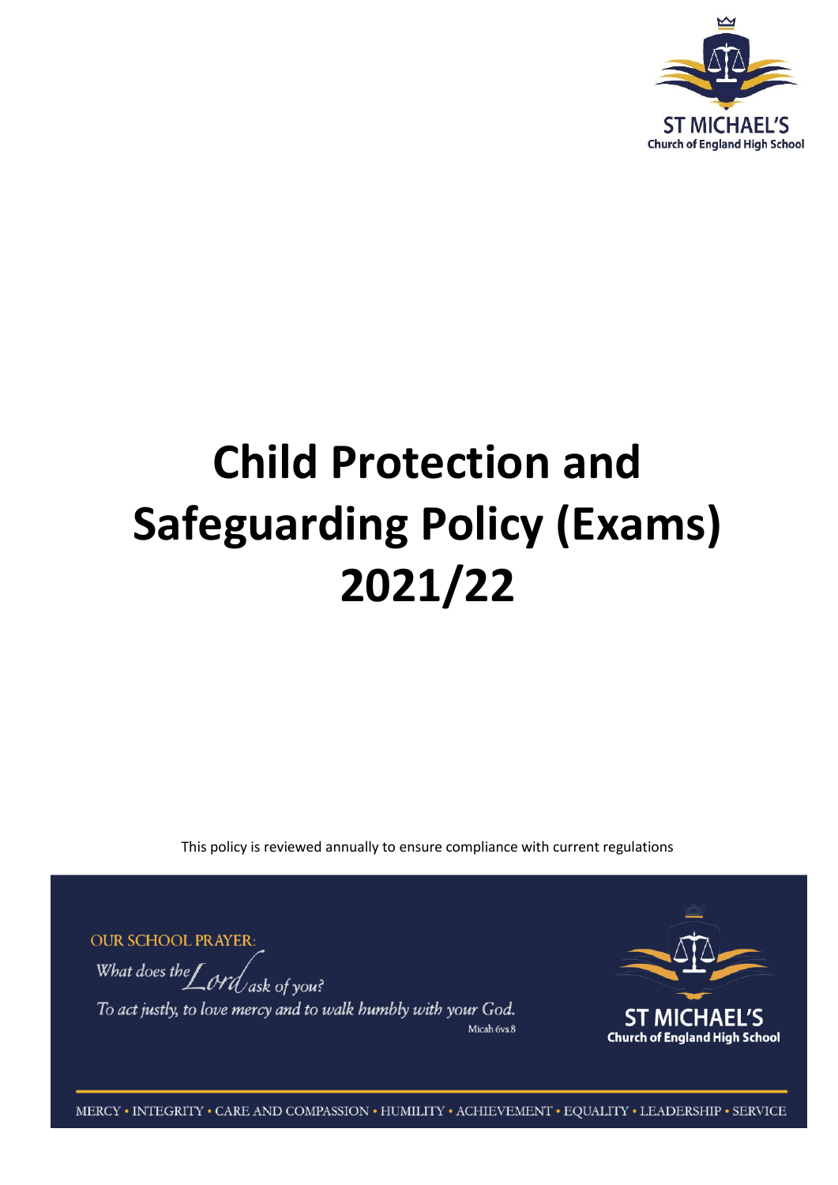ST MICHAEL'S
Church of England High School

# Child Protection and Safeguarding Policy (Exams) 2021/22

This policy is reviewed annually to ensure compliance with current regulations

OUR SCHOOL PRAYER:

*What does the Lord ask of you?*
*To act justly, to love mercy and to walk humbly with your God.*
Micah 6vs.8

ST MICHAEL'S
Church of England High School

MERCY • INTEGRITY • CARE AND COMPASSION • HUMILITY • ACHIEVEMENT • EQUALITY • LEADERSHIP • SERVICE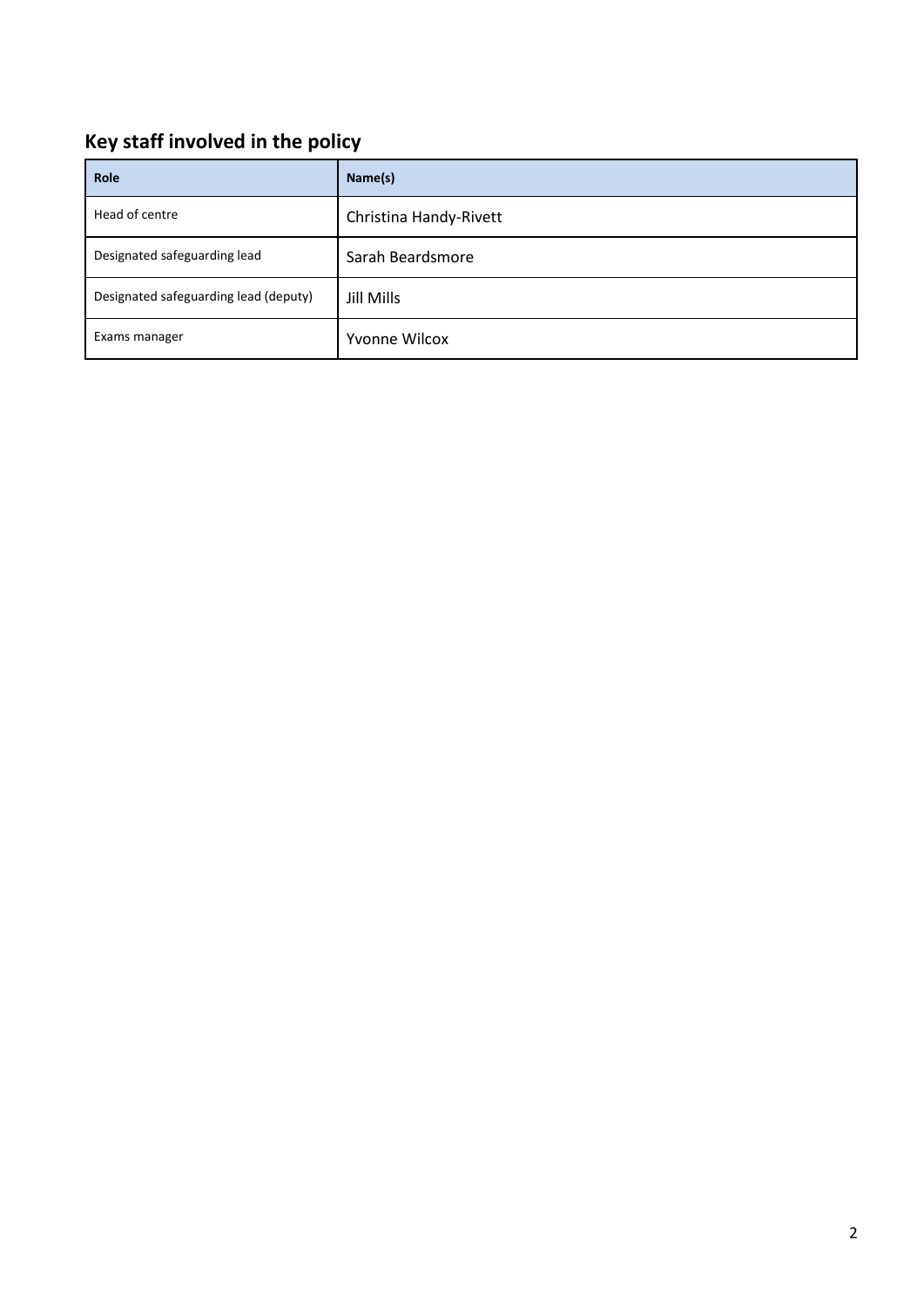## Key staff involved in the policy

| Role | Name(s) |
| --- | --- |
| Head of centre | Christina Handy-Rivett |
| Designated safeguarding lead | Sarah Beardsmore |
| Designated safeguarding lead (deputy) | Jill Mills |
| Exams manager | Yvonne Wilcox |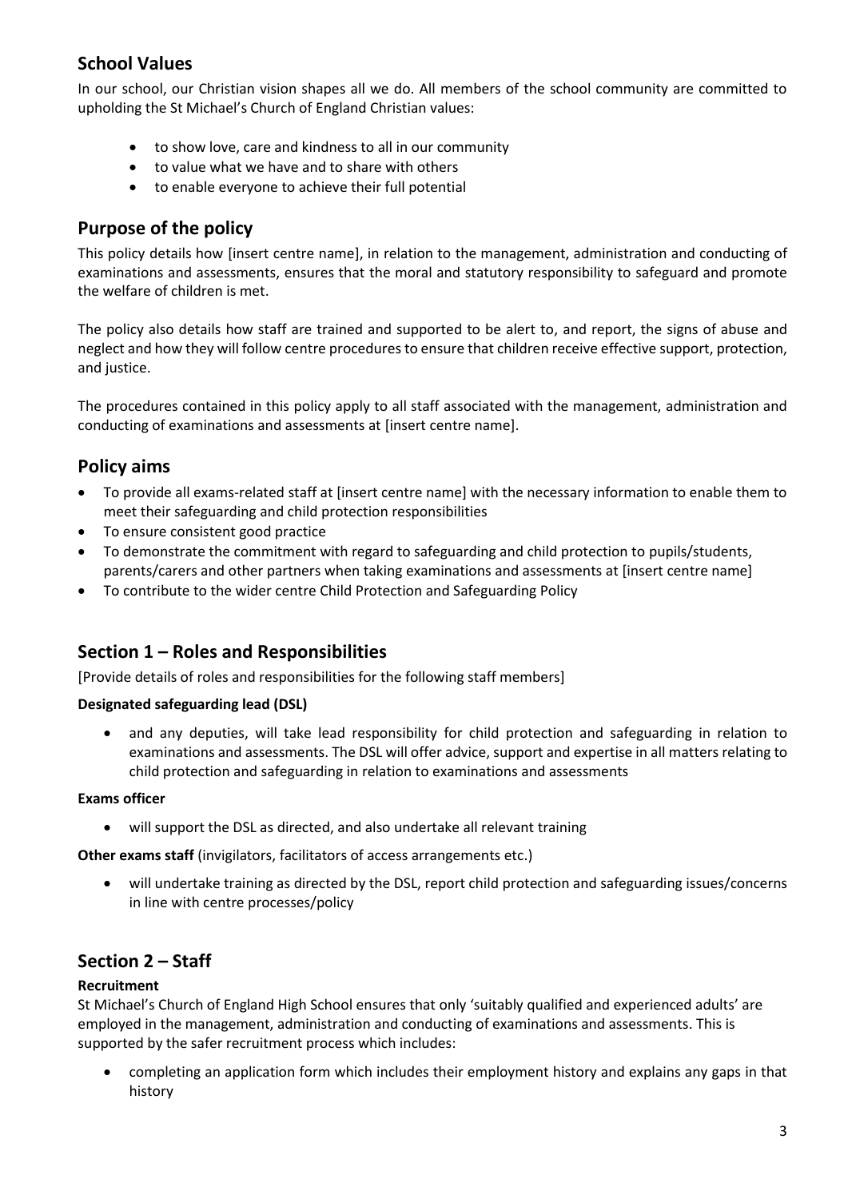## School Values

In our school, our Christian vision shapes all we do. All members of the school community are committed to upholding the St Michael's Church of England Christian values:

- to show love, care and kindness to all in our community
- to value what we have and to share with others
- to enable everyone to achieve their full potential

## Purpose of the policy

This policy details how [insert centre name], in relation to the management, administration and conducting of examinations and assessments, ensures that the moral and statutory responsibility to safeguard and promote the welfare of children is met.

The policy also details how staff are trained and supported to be alert to, and report, the signs of abuse and neglect and how they will follow centre procedures to ensure that children receive effective support, protection, and justice.

The procedures contained in this policy apply to all staff associated with the management, administration and conducting of examinations and assessments at [insert centre name].

## Policy aims

- To provide all exams-related staff at [insert centre name] with the necessary information to enable them to meet their safeguarding and child protection responsibilities
- To ensure consistent good practice
- To demonstrate the commitment with regard to safeguarding and child protection to pupils/students, parents/carers and other partners when taking examinations and assessments at [insert centre name]
- To contribute to the wider centre Child Protection and Safeguarding Policy

## Section 1 – Roles and Responsibilities

[Provide details of roles and responsibilities for the following staff members]

**Designated safeguarding lead (DSL)**

- and any deputies, will take lead responsibility for child protection and safeguarding in relation to examinations and assessments. The DSL will offer advice, support and expertise in all matters relating to child protection and safeguarding in relation to examinations and assessments

**Exams officer**

- will support the DSL as directed, and also undertake all relevant training

**Other exams staff** (invigilators, facilitators of access arrangements etc.)

- will undertake training as directed by the DSL, report child protection and safeguarding issues/concerns in line with centre processes/policy

## Section 2 – Staff

**Recruitment**

St Michael's Church of England High School ensures that only 'suitably qualified and experienced adults' are employed in the management, administration and conducting of examinations and assessments. This is supported by the safer recruitment process which includes:

- completing an application form which includes their employment history and explains any gaps in that history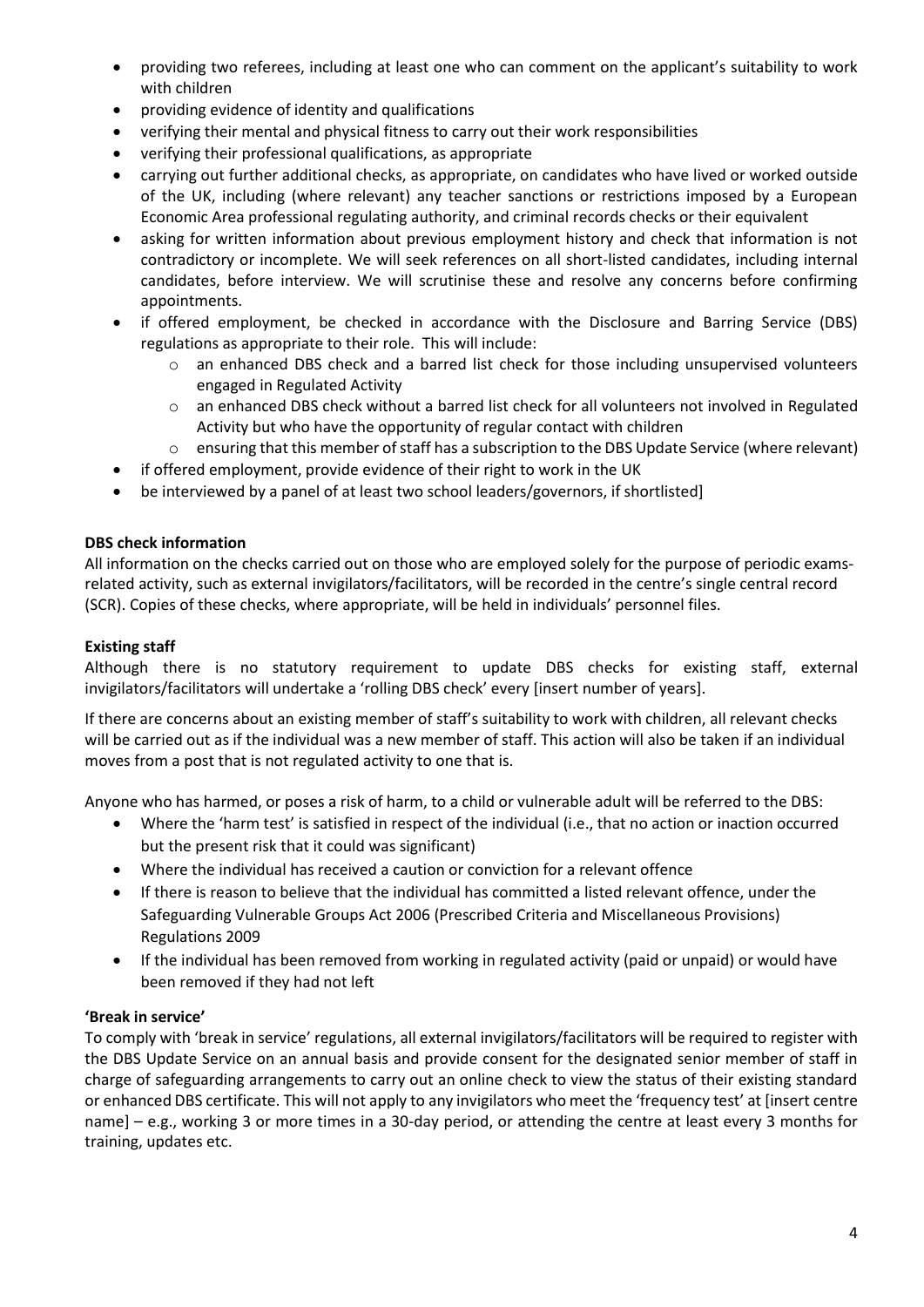- providing two referees, including at least one who can comment on the applicant's suitability to work with children
- providing evidence of identity and qualifications
- verifying their mental and physical fitness to carry out their work responsibilities
- verifying their professional qualifications, as appropriate
- carrying out further additional checks, as appropriate, on candidates who have lived or worked outside of the UK, including (where relevant) any teacher sanctions or restrictions imposed by a European Economic Area professional regulating authority, and criminal records checks or their equivalent
- asking for written information about previous employment history and check that information is not contradictory or incomplete. We will seek references on all short-listed candidates, including internal candidates, before interview. We will scrutinise these and resolve any concerns before confirming appointments.
- if offered employment, be checked in accordance with the Disclosure and Barring Service (DBS) regulations as appropriate to their role. This will include:
  - an enhanced DBS check and a barred list check for those including unsupervised volunteers engaged in Regulated Activity
  - an enhanced DBS check without a barred list check for all volunteers not involved in Regulated Activity but who have the opportunity of regular contact with children
  - ensuring that this member of staff has a subscription to the DBS Update Service (where relevant)
- if offered employment, provide evidence of their right to work in the UK
- be interviewed by a panel of at least two school leaders/governors, if shortlisted]

**DBS check information**

All information on the checks carried out on those who are employed solely for the purpose of periodic exams-related activity, such as external invigilators/facilitators, will be recorded in the centre's single central record (SCR). Copies of these checks, where appropriate, will be held in individuals' personnel files.

**Existing staff**

Although there is no statutory requirement to update DBS checks for existing staff, external invigilators/facilitators will undertake a 'rolling DBS check' every [insert number of years].

If there are concerns about an existing member of staff's suitability to work with children, all relevant checks will be carried out as if the individual was a new member of staff. This action will also be taken if an individual moves from a post that is not regulated activity to one that is.

Anyone who has harmed, or poses a risk of harm, to a child or vulnerable adult will be referred to the DBS:

- Where the 'harm test' is satisfied in respect of the individual (i.e., that no action or inaction occurred but the present risk that it could was significant)
- Where the individual has received a caution or conviction for a relevant offence
- If there is reason to believe that the individual has committed a listed relevant offence, under the Safeguarding Vulnerable Groups Act 2006 (Prescribed Criteria and Miscellaneous Provisions) Regulations 2009
- If the individual has been removed from working in regulated activity (paid or unpaid) or would have been removed if they had not left

**'Break in service'**

To comply with 'break in service' regulations, all external invigilators/facilitators will be required to register with the DBS Update Service on an annual basis and provide consent for the designated senior member of staff in charge of safeguarding arrangements to carry out an online check to view the status of their existing standard or enhanced DBS certificate. This will not apply to any invigilators who meet the 'frequency test' at [insert centre name] – e.g., working 3 or more times in a 30-day period, or attending the centre at least every 3 months for training, updates etc.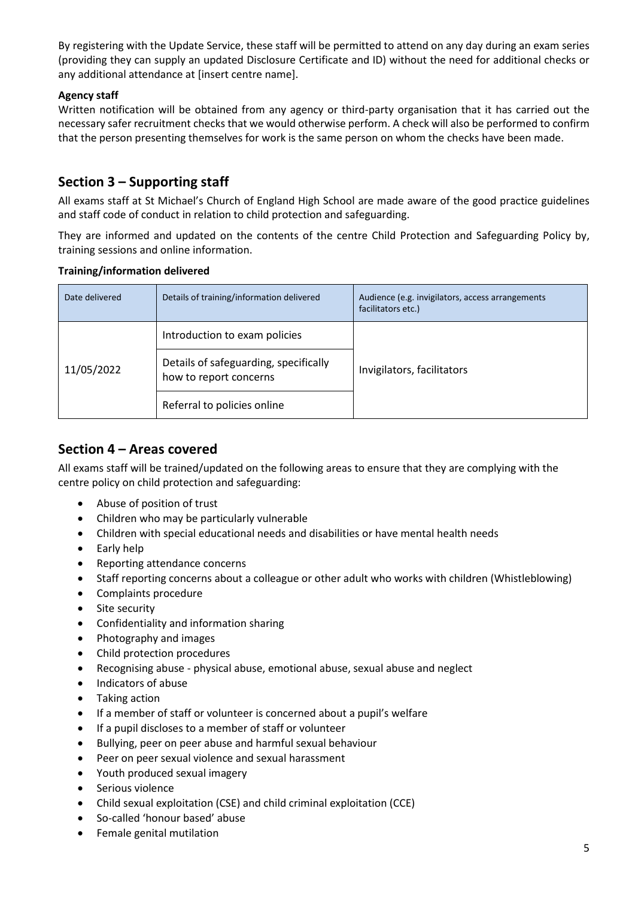By registering with the Update Service, these staff will be permitted to attend on any day during an exam series (providing they can supply an updated Disclosure Certificate and ID) without the need for additional checks or any additional attendance at [insert centre name].

**Agency staff**

Written notification will be obtained from any agency or third-party organisation that it has carried out the necessary safer recruitment checks that we would otherwise perform. A check will also be performed to confirm that the person presenting themselves for work is the same person on whom the checks have been made.

## Section 3 – Supporting staff

All exams staff at St Michael's Church of England High School are made aware of the good practice guidelines and staff code of conduct in relation to child protection and safeguarding.

They are informed and updated on the contents of the centre Child Protection and Safeguarding Policy by, training sessions and online information.

**Training/information delivered**

| Date delivered | Details of training/information delivered | Audience (e.g. invigilators, access arrangements facilitators etc.) |
|---|---|---|
| 11/05/2022 | Introduction to exam policies | Invigilators, facilitators |
| | Details of safeguarding, specifically how to report concerns | |
| | Referral to policies online | |

## Section 4 – Areas covered

All exams staff will be trained/updated on the following areas to ensure that they are complying with the centre policy on child protection and safeguarding:

- Abuse of position of trust
- Children who may be particularly vulnerable
- Children with special educational needs and disabilities or have mental health needs
- Early help
- Reporting attendance concerns
- Staff reporting concerns about a colleague or other adult who works with children (Whistleblowing)
- Complaints procedure
- Site security
- Confidentiality and information sharing
- Photography and images
- Child protection procedures
- Recognising abuse - physical abuse, emotional abuse, sexual abuse and neglect
- Indicators of abuse
- Taking action
- If a member of staff or volunteer is concerned about a pupil's welfare
- If a pupil discloses to a member of staff or volunteer
- Bullying, peer on peer abuse and harmful sexual behaviour
- Peer on peer sexual violence and sexual harassment
- Youth produced sexual imagery
- Serious violence
- Child sexual exploitation (CSE) and child criminal exploitation (CCE)
- So-called 'honour based' abuse
- Female genital mutilation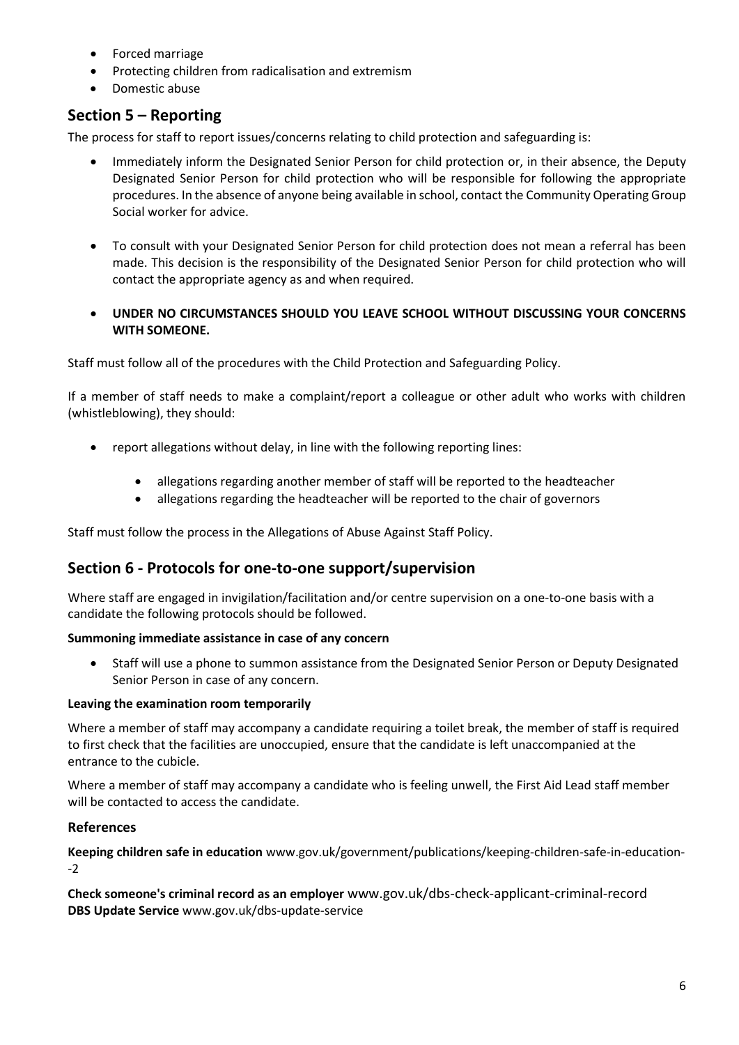- Forced marriage
- Protecting children from radicalisation and extremism
- Domestic abuse

## Section 5 – Reporting

The process for staff to report issues/concerns relating to child protection and safeguarding is:

- Immediately inform the Designated Senior Person for child protection or, in their absence, the Deputy Designated Senior Person for child protection who will be responsible for following the appropriate procedures. In the absence of anyone being available in school, contact the Community Operating Group Social worker for advice.

- To consult with your Designated Senior Person for child protection does not mean a referral has been made. This decision is the responsibility of the Designated Senior Person for child protection who will contact the appropriate agency as and when required.

- **UNDER NO CIRCUMSTANCES SHOULD YOU LEAVE SCHOOL WITHOUT DISCUSSING YOUR CONCERNS WITH SOMEONE.**

Staff must follow all of the procedures with the Child Protection and Safeguarding Policy.

If a member of staff needs to make a complaint/report a colleague or other adult who works with children (whistleblowing), they should:

- report allegations without delay, in line with the following reporting lines:
    - allegations regarding another member of staff will be reported to the headteacher
    - allegations regarding the headteacher will be reported to the chair of governors

Staff must follow the process in the Allegations of Abuse Against Staff Policy.

## Section 6 - Protocols for one-to-one support/supervision

Where staff are engaged in invigilation/facilitation and/or centre supervision on a one-to-one basis with a candidate the following protocols should be followed.

**Summoning immediate assistance in case of any concern**

- Staff will use a phone to summon assistance from the Designated Senior Person or Deputy Designated Senior Person in case of any concern.

**Leaving the examination room temporarily**

Where a member of staff may accompany a candidate requiring a toilet break, the member of staff is required to first check that the facilities are unoccupied, ensure that the candidate is left unaccompanied at the entrance to the cubicle.

Where a member of staff may accompany a candidate who is feeling unwell, the First Aid Lead staff member will be contacted to access the candidate.

### References

**Keeping children safe in education** www.gov.uk/government/publications/keeping-children-safe-in-education--2

**Check someone's criminal record as an employer** www.gov.uk/dbs-check-applicant-criminal-record
**DBS Update Service** www.gov.uk/dbs-update-service